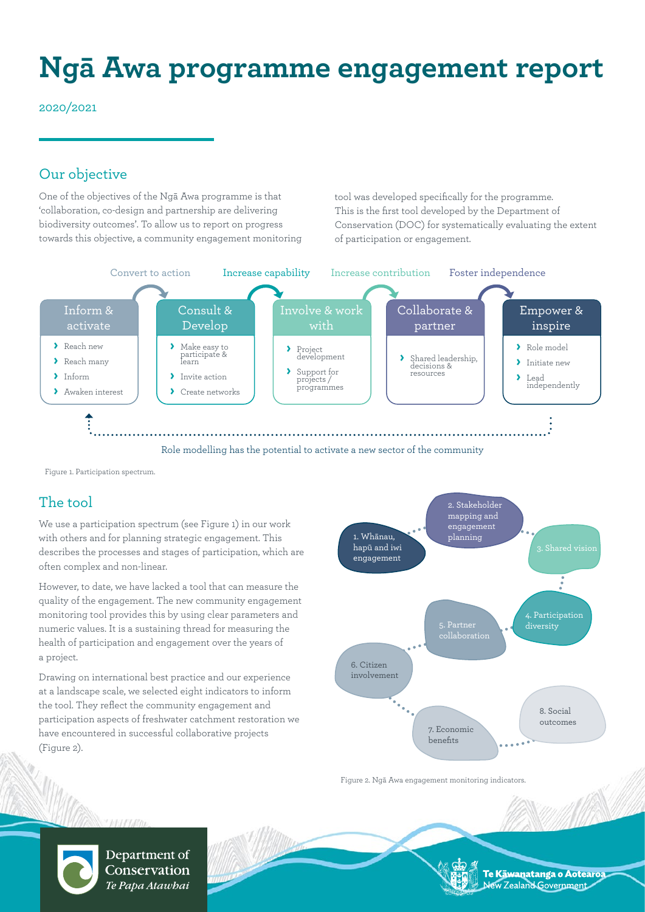# Ngā Awa programme engagement report

2020/2021

## Our objective

One of the objectives of the Ngā Awa programme is that 'collaboration, co-design and partnership are delivering biodiversity outcomes'. To allow us to report on progress towards this objective, a community engagement monitoring tool was developed specifically for the programme. This is the first tool developed by the Department of Conservation (DOC) for systematically evaluating the extent of participation or engagement.

Convert to action | Increase capability | Increase contribution | Foster independence

| Inform & activate | Consult & Develop | Involve & work with | Collaborate & partner | Empower & inspire |
|---|---|---|---|---|
| › Reach new<br>› Reach many<br>› Inform<br>› Awaken interest | › Make easy to participate & learn<br>› Invite action<br>› Create networks | › Project development<br>› Support for projects / programmes | › Shared leadership, decisions & resources | › Role model<br>› Initiate new<br>› Lead independently |

Role modelling has the potential to activate a new sector of the community

Figure 1. Participation spectrum.

## The tool

We use a participation spectrum (see Figure 1) in our work with others and for planning strategic engagement. This describes the processes and stages of participation, which are often complex and non-linear.

However, to date, we have lacked a tool that can measure the quality of the engagement. The new community engagement monitoring tool provides this by using clear parameters and numeric values. It is a sustaining thread for measuring the health of participation and engagement over the years of a project.

Drawing on international best practice and our experience at a landscape scale, we selected eight indicators to inform the tool. They reflect the community engagement and participation aspects of freshwater catchment restoration we have encountered in successful collaborative projects (Figure 2).

1. Whānau, hapū and iwi engagement
2. Stakeholder mapping and engagement planning
3. Shared vision
4. Participation diversity
5. Partner collaboration
6. Citizen involvement
7. Economic benefits
8. Social outcomes

Figure 2. Ngā Awa engagement monitoring indicators.

Department of Conservation *Te Papa Atawhai*

Te Kāwanatanga o Aotearoa New Zealand Government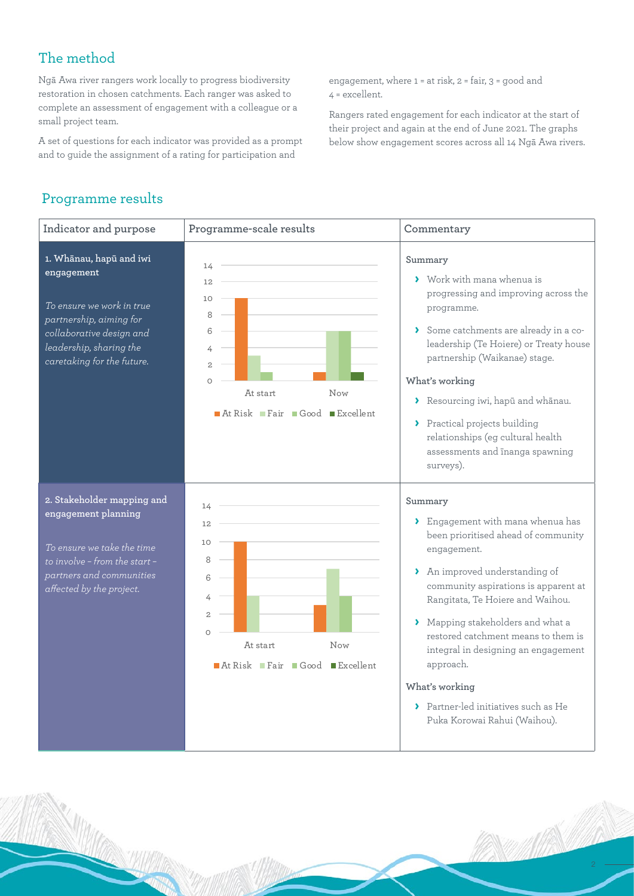## The method

Ngā Awa river rangers work locally to progress biodiversity restoration in chosen catchments. Each ranger was asked to complete an assessment of engagement with a colleague or a small project team.

A set of questions for each indicator was provided as a prompt and to guide the assignment of a rating for participation and engagement, where 1 = at risk, 2 = fair, 3 = good and 4 = excellent.

Rangers rated engagement for each indicator at the start of their project and again at the end of June 2021. The graphs below show engagement scores across all 14 Ngā Awa rivers.

## Programme results

| Indicator and purpose | Programme-scale results | Commentary |
|---|---|---|
| **1. Whānau, hapū and iwi engagement**<br><br>*To ensure we work in true partnership, aiming for collaborative design and leadership, sharing the caretaking for the future.* | At start: At Risk 10, Fair 3, Good 1, Excellent 0<br>Now: At Risk 1, Fair 6, Good 6, Excellent 1 | **Summary**<br>› Work with mana whenua is progressing and improving across the programme.<br>› Some catchments are already in a co-leadership (Te Hoiere) or Treaty house partnership (Waikanae) stage.<br><br>**What's working**<br>› Resourcing iwi, hapū and whānau.<br>› Practical projects building relationships (eg cultural health assessments and īnanga spawning surveys). |
| **2. Stakeholder mapping and engagement planning**<br><br>*To ensure we take the time to involve – from the start – partners and communities affected by the project.* | At start: At Risk 10, Fair 4, Good 0, Excellent 0<br>Now: At Risk 3, Fair 7, Good 4, Excellent 0 | **Summary**<br>› Engagement with mana whenua has been prioritised ahead of community engagement.<br>› An improved understanding of community aspirations is apparent at Rangitata, Te Hoiere and Waihou.<br>› Mapping stakeholders and what a restored catchment means to them is integral in designing an engagement approach.<br><br>**What's working**<br>› Partner-led initiatives such as He Puka Korowai Rahui (Waihou). |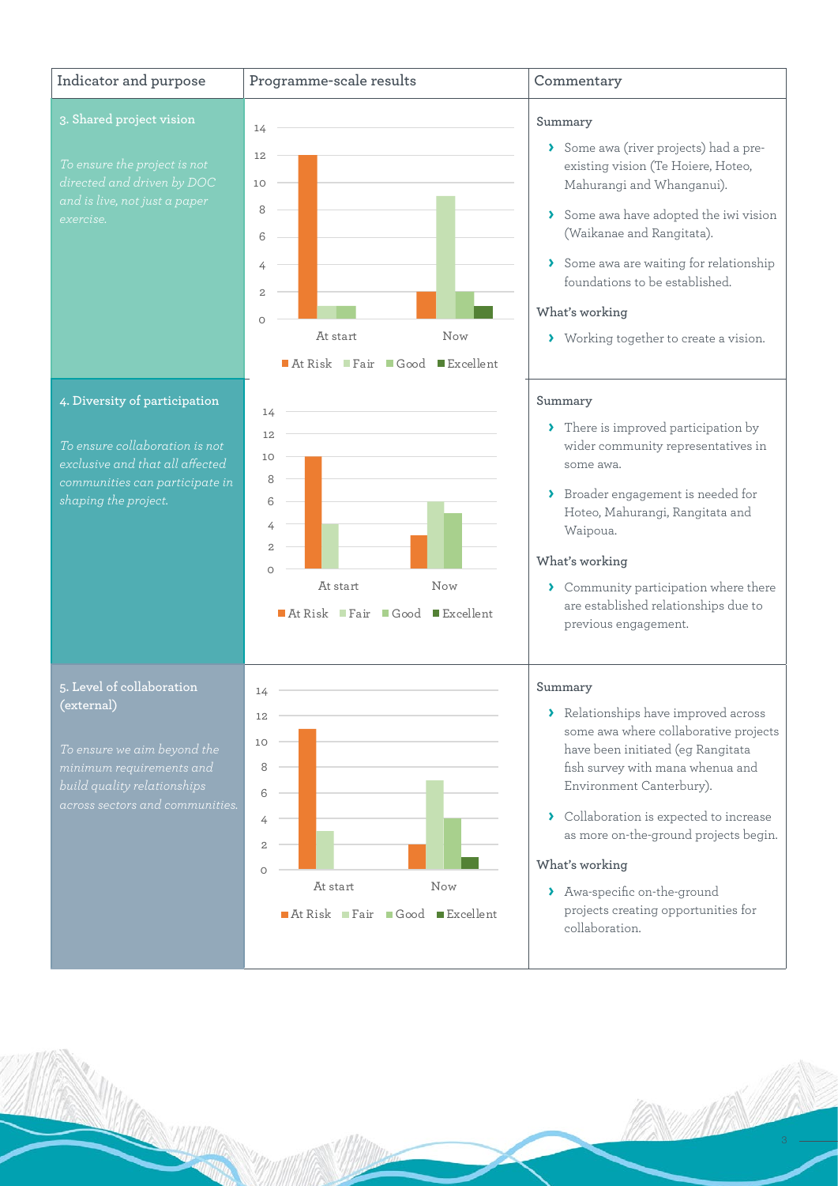| Indicator and purpose | Programme-scale results | Commentary |
|---|---|---|
| **3. Shared project vision**<br><br>*To ensure the project is not directed and driven by DOC and is live, not just a paper exercise.* | At start: At Risk 12, Fair 1, Good 1, Excellent 0<br>Now: At Risk 2, Fair 9, Good 2, Excellent 1 | **Summary**<br>› Some awa (river projects) had a pre-existing vision (Te Hoiere, Hoteo, Mahurangi and Whanganui).<br>› Some awa have adopted the iwi vision (Waikanae and Rangitata).<br>› Some awa are waiting for relationship foundations to be established.<br>**What's working**<br>› Working together to create a vision. |
| **4. Diversity of participation**<br><br>*To ensure collaboration is not exclusive and that all affected communities can participate in shaping the project.* | At start: At Risk 10, Fair 4<br>Now: At Risk 3, Fair 6, Good 5 | **Summary**<br>› There is improved participation by wider community representatives in some awa.<br>› Broader engagement is needed for Hoteo, Mahurangi, Rangitata and Waipoua.<br>**What's working**<br>› Community participation where there are established relationships due to previous engagement. |
| **5. Level of collaboration (external)**<br><br>*To ensure we aim beyond the minimum requirements and build quality relationships across sectors and communities.* | At start: At Risk 11, Fair 3<br>Now: At Risk 2, Fair 7, Good 4, Excellent 1 | **Summary**<br>› Relationships have improved across some awa where collaborative projects have been initiated (eg Rangitata fish survey with mana whenua and Environment Canterbury).<br>› Collaboration is expected to increase as more on-the-ground projects begin.<br>**What's working**<br>› Awa-specific on-the-ground projects creating opportunities for collaboration. |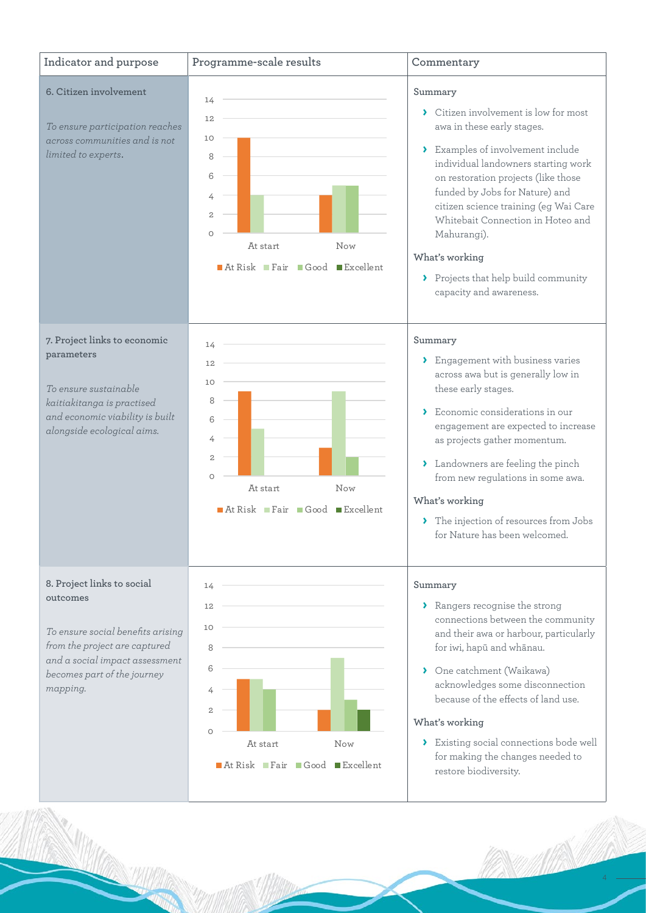| Indicator and purpose | Programme-scale results | Commentary |
|---|---|---|
| **6. Citizen involvement**<br><br>*To ensure participation reaches across communities and is not limited to experts.* | At start: At Risk 10, Fair 4<br>Now: At Risk 4, Fair 5, Good 5<br><br>At Risk / Fair / Good / Excellent | **Summary**<br>› Citizen involvement is low for most awa in these early stages.<br>› Examples of involvement include individual landowners starting work on restoration projects (like those funded by Jobs for Nature) and citizen science training (eg Wai Care Whitebait Connection in Hoteo and Mahurangi).<br>**What's working**<br>› Projects that help build community capacity and awareness. |
| **7. Project links to economic parameters**<br><br>*To ensure sustainable kaitiakitanga is practised and economic viability is built alongside ecological aims.* | At start: At Risk 9, Fair 5<br>Now: At Risk 3, Fair 9, Good 2<br><br>At Risk / Fair / Good / Excellent | **Summary**<br>› Engagement with business varies across awa but is generally low in these early stages.<br>› Economic considerations in our engagement are expected to increase as projects gather momentum.<br>› Landowners are feeling the pinch from new regulations in some awa.<br>**What's working**<br>› The injection of resources from Jobs for Nature has been welcomed. |
| **8. Project links to social outcomes**<br><br>*To ensure social benefits arising from the project are captured and a social impact assessment becomes part of the journey mapping.* | At start: At Risk 5, Fair 5, Good 4<br>Now: At Risk 2, Fair 7, Good 3, Excellent 2<br><br>At Risk / Fair / Good / Excellent | **Summary**<br>› Rangers recognise the strong connections between the community and their awa or harbour, particularly for iwi, hapū and whānau.<br>› One catchment (Waikawa) acknowledges some disconnection because of the effects of land use.<br>**What's working**<br>› Existing social connections bode well for making the changes needed to restore biodiversity. |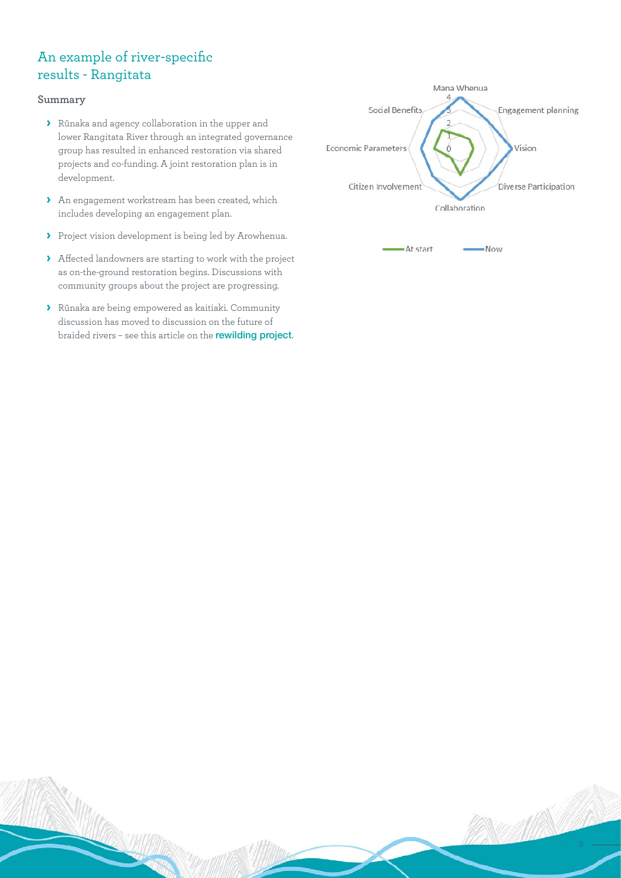## An example of river-specific results - Rangitata

### Summary

- Rūnaka and agency collaboration in the upper and lower Rangitata River through an integrated governance group has resulted in enhanced restoration via shared projects and co-funding. A joint restoration plan is in development.
- An engagement workstream has been created, which includes developing an engagement plan.
- Project vision development is being led by Arowhenua.
- Affected landowners are starting to work with the project as on-the-ground restoration begins. Discussions with community groups about the project are progressing.
- Rūnaka are being empowered as kaitiaki. Community discussion has moved to discussion on the future of braided rivers – see this article on the rewilding project.

Mana Whenua
Engagement planning
Vision
Diverse Participation
Collaboration
Citizen Involvement
Economic Parameters
Social Benefits
4
3
2
1
0
At start
Now